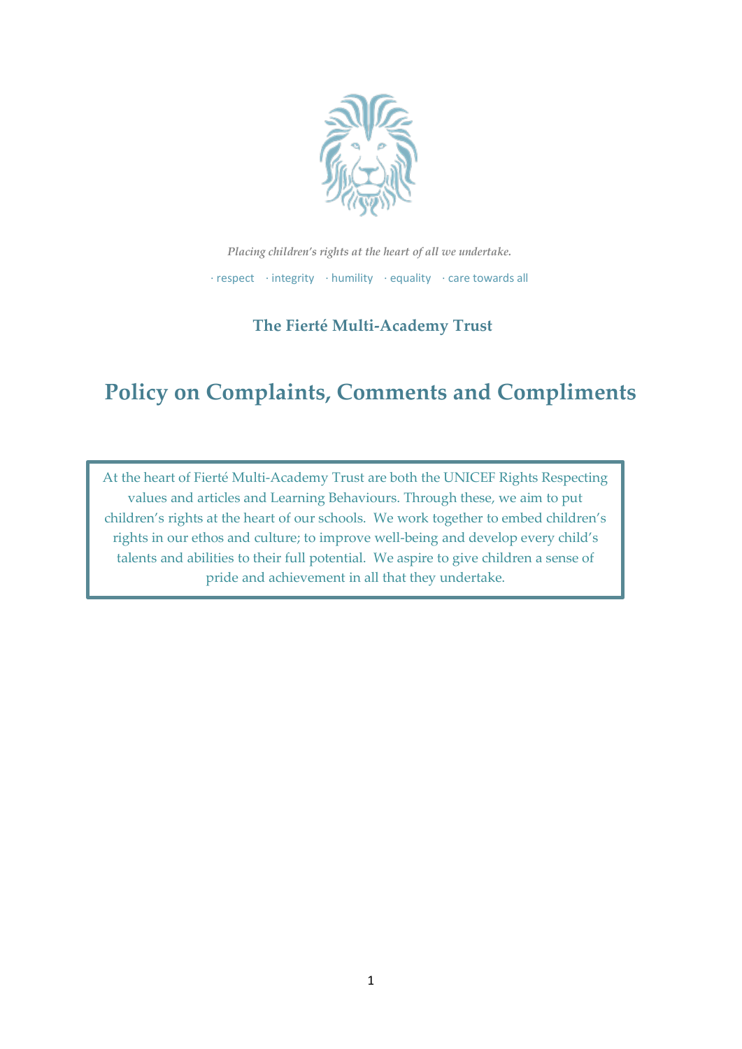*Placing children's rights at the heart of all we undertake.*

· respect · integrity · humility · equality · care towards all

**The Fierté Multi-Academy Trust**

# Policy on Complaints, Comments and Compliments

At the heart of Fierté Multi-Academy Trust are both the UNICEF Rights Respecting values and articles and Learning Behaviours. Through these, we aim to put children's rights at the heart of our schools. We work together to embed children's rights in our ethos and culture; to improve well-being and develop every child's talents and abilities to their full potential. We aspire to give children a sense of pride and achievement in all that they undertake.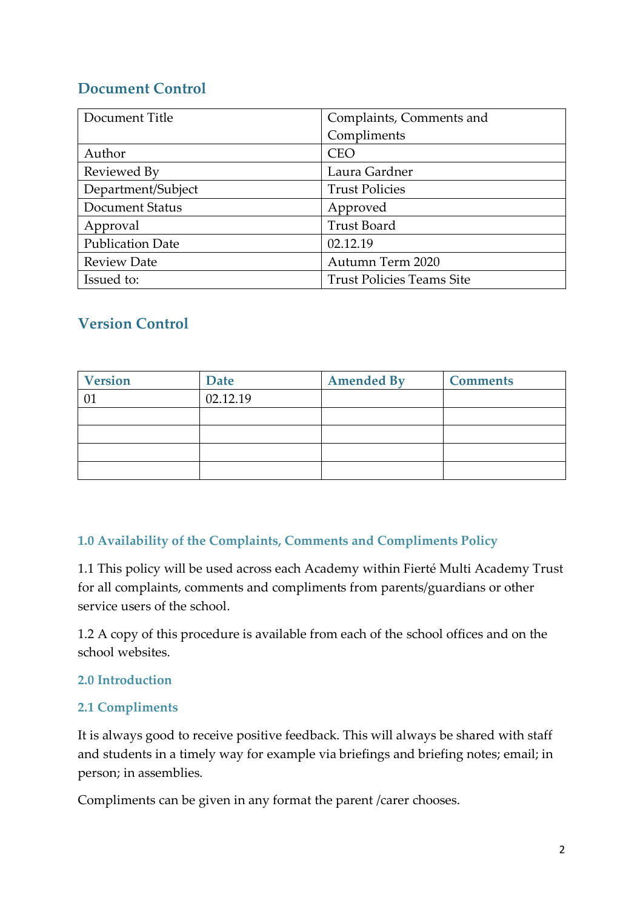## Document Control

| Document Title | Complaints, Comments and Compliments |
|---|---|
| Author | CEO |
| Reviewed By | Laura Gardner |
| Department/Subject | Trust Policies |
| Document Status | Approved |
| Approval | Trust Board |
| Publication Date | 02.12.19 |
| Review Date | Autumn Term 2020 |
| Issued to: | Trust Policies Teams Site |

## Version Control

| Version | Date | Amended By | Comments |
|---|---|---|---|
| 01 | 02.12.19 | | |
| | | | |
| | | | |
| | | | |
| | | | |

### 1.0 Availability of the Complaints, Comments and Compliments Policy

1.1 This policy will be used across each Academy within Fierté Multi Academy Trust for all complaints, comments and compliments from parents/guardians or other service users of the school.

1.2 A copy of this procedure is available from each of the school offices and on the school websites.

### 2.0 Introduction

### 2.1 Compliments

It is always good to receive positive feedback. This will always be shared with staff and students in a timely way for example via briefings and briefing notes; email; in person; in assemblies.

Compliments can be given in any format the parent /carer chooses.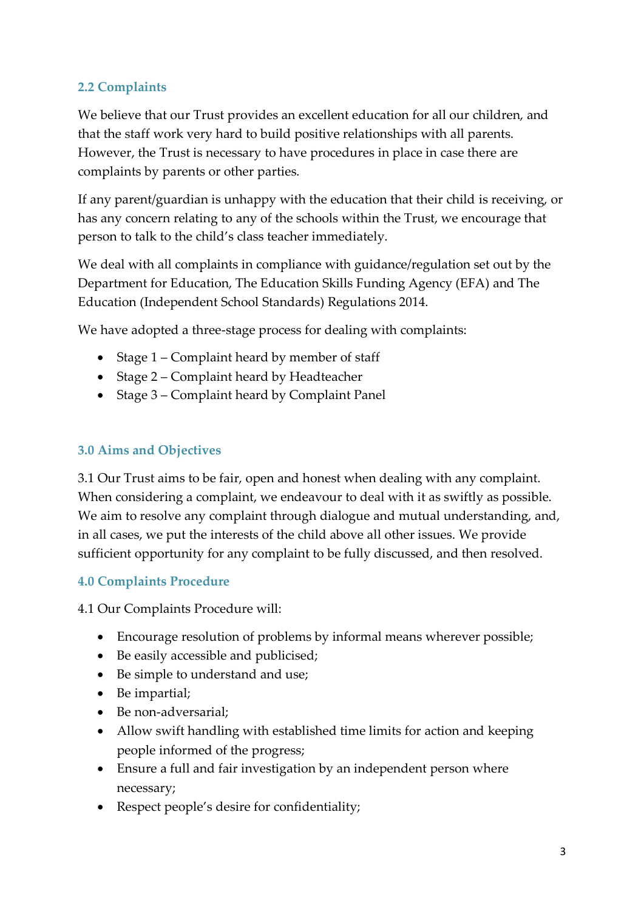### 2.2 Complaints

We believe that our Trust provides an excellent education for all our children, and that the staff work very hard to build positive relationships with all parents. However, the Trust is necessary to have procedures in place in case there are complaints by parents or other parties.

If any parent/guardian is unhappy with the education that their child is receiving, or has any concern relating to any of the schools within the Trust, we encourage that person to talk to the child's class teacher immediately.

We deal with all complaints in compliance with guidance/regulation set out by the Department for Education, The Education Skills Funding Agency (EFA) and The Education (Independent School Standards) Regulations 2014.

We have adopted a three-stage process for dealing with complaints:

- Stage 1 – Complaint heard by member of staff
- Stage 2 – Complaint heard by Headteacher
- Stage 3 – Complaint heard by Complaint Panel

## 3.0 Aims and Objectives

3.1 Our Trust aims to be fair, open and honest when dealing with any complaint. When considering a complaint, we endeavour to deal with it as swiftly as possible. We aim to resolve any complaint through dialogue and mutual understanding, and, in all cases, we put the interests of the child above all other issues. We provide sufficient opportunity for any complaint to be fully discussed, and then resolved.

## 4.0 Complaints Procedure

4.1 Our Complaints Procedure will:

- Encourage resolution of problems by informal means wherever possible;
- Be easily accessible and publicised;
- Be simple to understand and use;
- Be impartial;
- Be non-adversarial;
- Allow swift handling with established time limits for action and keeping people informed of the progress;
- Ensure a full and fair investigation by an independent person where necessary;
- Respect people's desire for confidentiality;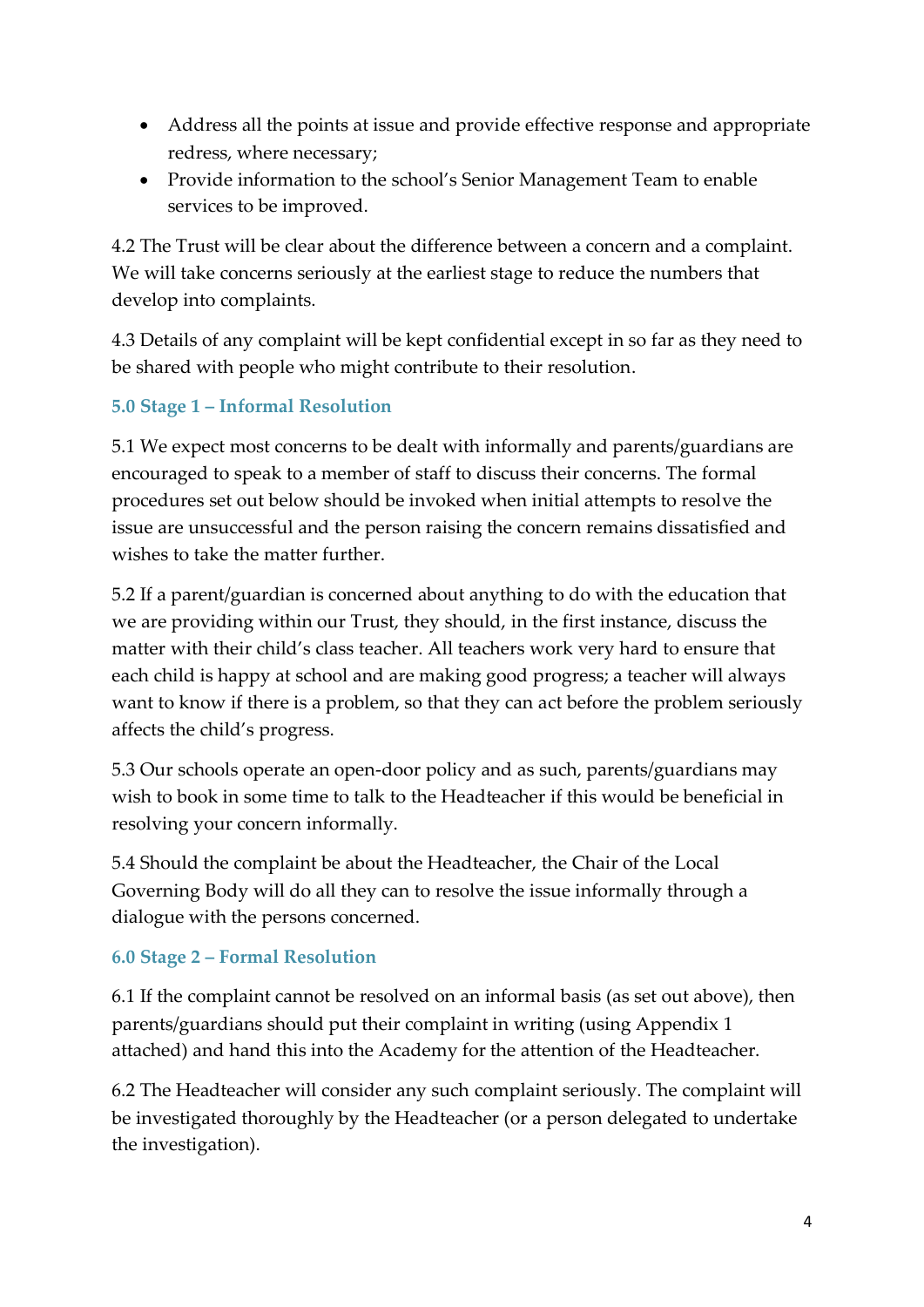- Address all the points at issue and provide effective response and appropriate redress, where necessary;
- Provide information to the school's Senior Management Team to enable services to be improved.

4.2 The Trust will be clear about the difference between a concern and a complaint. We will take concerns seriously at the earliest stage to reduce the numbers that develop into complaints.

4.3 Details of any complaint will be kept confidential except in so far as they need to be shared with people who might contribute to their resolution.

## 5.0 Stage 1 – Informal Resolution

5.1 We expect most concerns to be dealt with informally and parents/guardians are encouraged to speak to a member of staff to discuss their concerns. The formal procedures set out below should be invoked when initial attempts to resolve the issue are unsuccessful and the person raising the concern remains dissatisfied and wishes to take the matter further.

5.2 If a parent/guardian is concerned about anything to do with the education that we are providing within our Trust, they should, in the first instance, discuss the matter with their child's class teacher. All teachers work very hard to ensure that each child is happy at school and are making good progress; a teacher will always want to know if there is a problem, so that they can act before the problem seriously affects the child's progress.

5.3 Our schools operate an open-door policy and as such, parents/guardians may wish to book in some time to talk to the Headteacher if this would be beneficial in resolving your concern informally.

5.4 Should the complaint be about the Headteacher, the Chair of the Local Governing Body will do all they can to resolve the issue informally through a dialogue with the persons concerned.

## 6.0 Stage 2 – Formal Resolution

6.1 If the complaint cannot be resolved on an informal basis (as set out above), then parents/guardians should put their complaint in writing (using Appendix 1 attached) and hand this into the Academy for the attention of the Headteacher.

6.2 The Headteacher will consider any such complaint seriously. The complaint will be investigated thoroughly by the Headteacher (or a person delegated to undertake the investigation).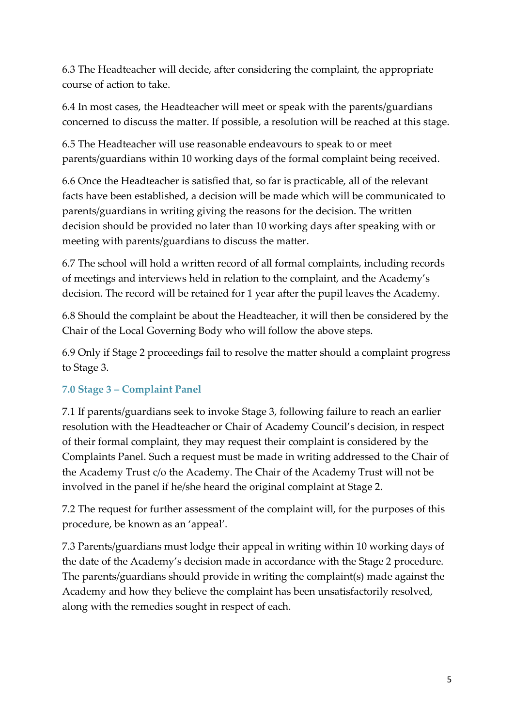6.3 The Headteacher will decide, after considering the complaint, the appropriate course of action to take.

6.4 In most cases, the Headteacher will meet or speak with the parents/guardians concerned to discuss the matter. If possible, a resolution will be reached at this stage.

6.5 The Headteacher will use reasonable endeavours to speak to or meet parents/guardians within 10 working days of the formal complaint being received.

6.6 Once the Headteacher is satisfied that, so far is practicable, all of the relevant facts have been established, a decision will be made which will be communicated to parents/guardians in writing giving the reasons for the decision. The written decision should be provided no later than 10 working days after speaking with or meeting with parents/guardians to discuss the matter.

6.7 The school will hold a written record of all formal complaints, including records of meetings and interviews held in relation to the complaint, and the Academy's decision. The record will be retained for 1 year after the pupil leaves the Academy.

6.8 Should the complaint be about the Headteacher, it will then be considered by the Chair of the Local Governing Body who will follow the above steps.

6.9 Only if Stage 2 proceedings fail to resolve the matter should a complaint progress to Stage 3.

## 7.0 Stage 3 – Complaint Panel

7.1 If parents/guardians seek to invoke Stage 3, following failure to reach an earlier resolution with the Headteacher or Chair of Academy Council's decision, in respect of their formal complaint, they may request their complaint is considered by the Complaints Panel. Such a request must be made in writing addressed to the Chair of the Academy Trust c/o the Academy. The Chair of the Academy Trust will not be involved in the panel if he/she heard the original complaint at Stage 2.

7.2 The request for further assessment of the complaint will, for the purposes of this procedure, be known as an 'appeal'.

7.3 Parents/guardians must lodge their appeal in writing within 10 working days of the date of the Academy's decision made in accordance with the Stage 2 procedure. The parents/guardians should provide in writing the complaint(s) made against the Academy and how they believe the complaint has been unsatisfactorily resolved, along with the remedies sought in respect of each.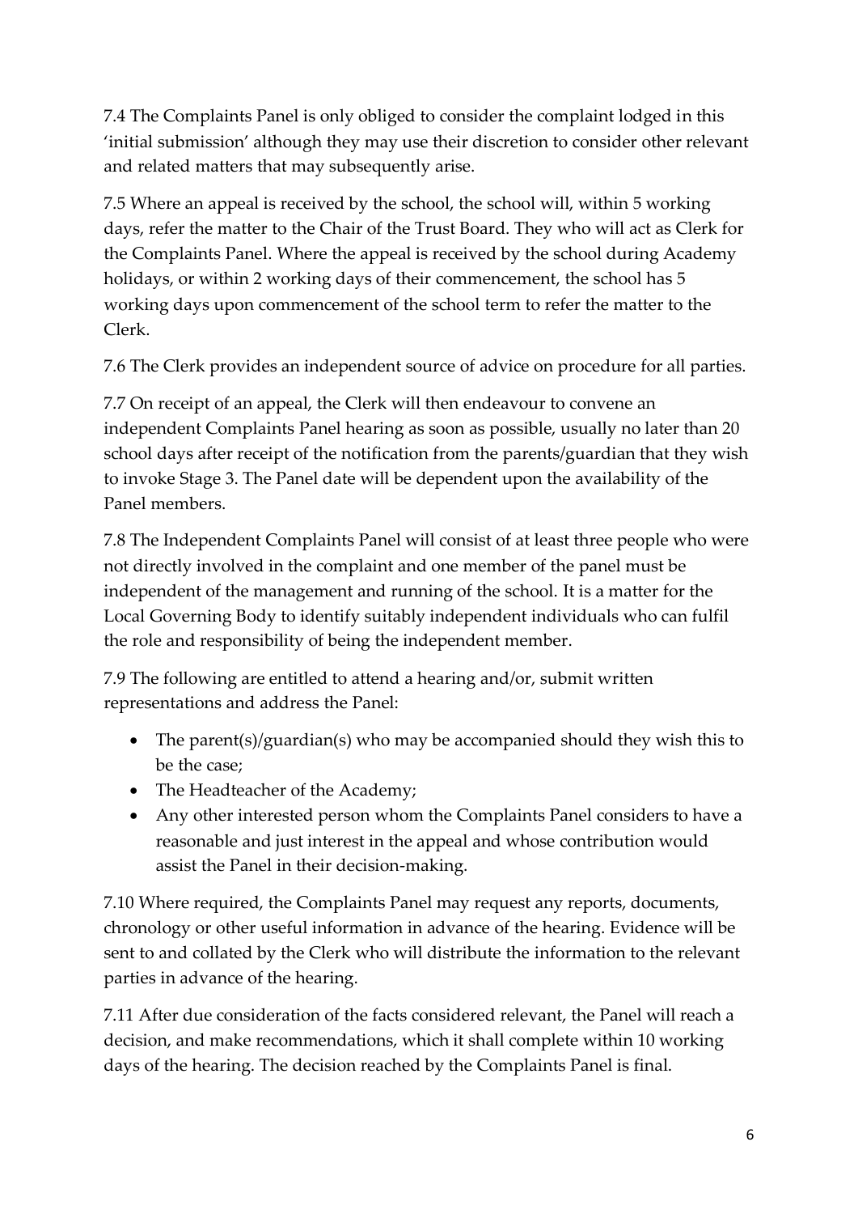7.4 The Complaints Panel is only obliged to consider the complaint lodged in this 'initial submission' although they may use their discretion to consider other relevant and related matters that may subsequently arise.

7.5 Where an appeal is received by the school, the school will, within 5 working days, refer the matter to the Chair of the Trust Board. They who will act as Clerk for the Complaints Panel. Where the appeal is received by the school during Academy holidays, or within 2 working days of their commencement, the school has 5 working days upon commencement of the school term to refer the matter to the Clerk.

7.6 The Clerk provides an independent source of advice on procedure for all parties.

7.7 On receipt of an appeal, the Clerk will then endeavour to convene an independent Complaints Panel hearing as soon as possible, usually no later than 20 school days after receipt of the notification from the parents/guardian that they wish to invoke Stage 3. The Panel date will be dependent upon the availability of the Panel members.

7.8 The Independent Complaints Panel will consist of at least three people who were not directly involved in the complaint and one member of the panel must be independent of the management and running of the school. It is a matter for the Local Governing Body to identify suitably independent individuals who can fulfil the role and responsibility of being the independent member.

7.9 The following are entitled to attend a hearing and/or, submit written representations and address the Panel:

- The parent(s)/guardian(s) who may be accompanied should they wish this to be the case;
- The Headteacher of the Academy;
- Any other interested person whom the Complaints Panel considers to have a reasonable and just interest in the appeal and whose contribution would assist the Panel in their decision-making.

7.10 Where required, the Complaints Panel may request any reports, documents, chronology or other useful information in advance of the hearing. Evidence will be sent to and collated by the Clerk who will distribute the information to the relevant parties in advance of the hearing.

7.11 After due consideration of the facts considered relevant, the Panel will reach a decision, and make recommendations, which it shall complete within 10 working days of the hearing. The decision reached by the Complaints Panel is final.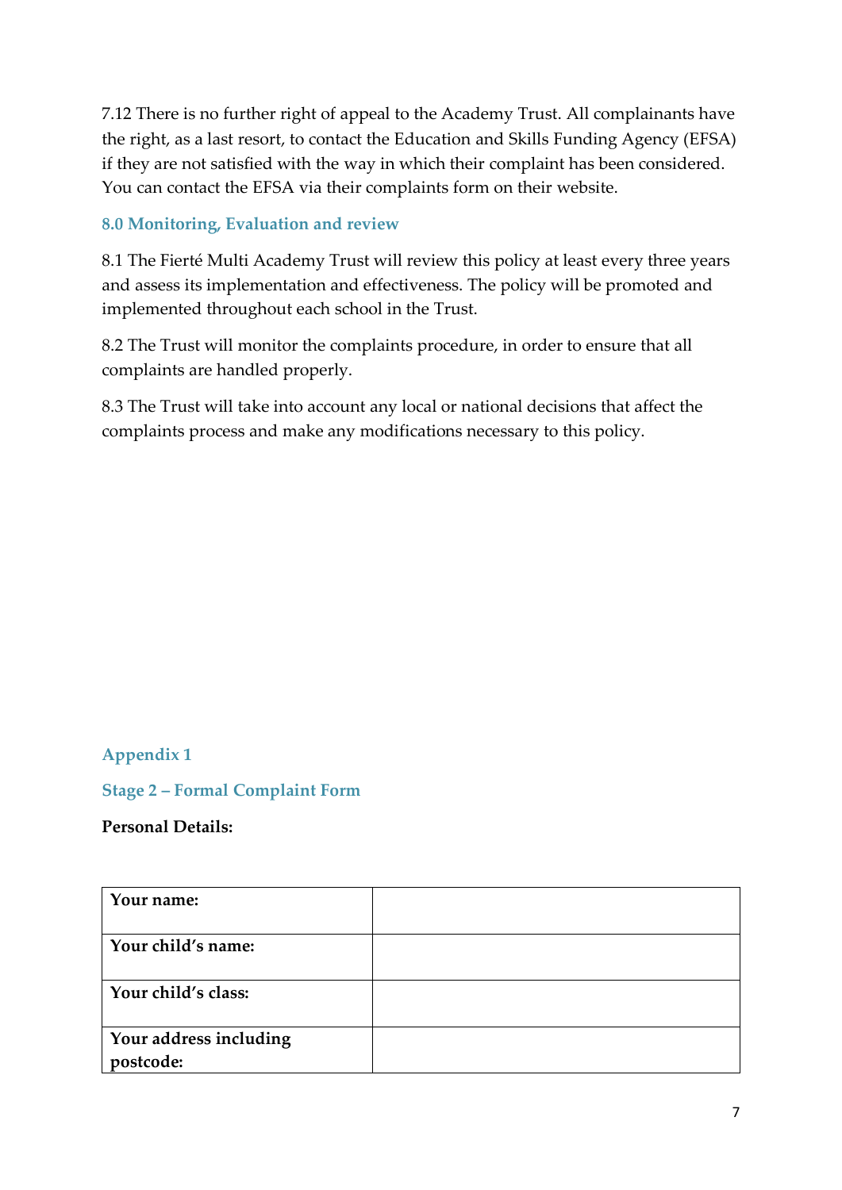7.12 There is no further right of appeal to the Academy Trust. All complainants have the right, as a last resort, to contact the Education and Skills Funding Agency (EFSA) if they are not satisfied with the way in which their complaint has been considered. You can contact the EFSA via their complaints form on their website.

## 8.0 Monitoring, Evaluation and review

8.1 The Fierté Multi Academy Trust will review this policy at least every three years and assess its implementation and effectiveness. The policy will be promoted and implemented throughout each school in the Trust.

8.2 The Trust will monitor the complaints procedure, in order to ensure that all complaints are handled properly.

8.3 The Trust will take into account any local or national decisions that affect the complaints process and make any modifications necessary to this policy.

## Appendix 1

## Stage 2 – Formal Complaint Form

**Personal Details:**

| **Your name:** | |
|---|---|
| **Your child's name:** | |
| **Your child's class:** | |
| **Your address including postcode:** | |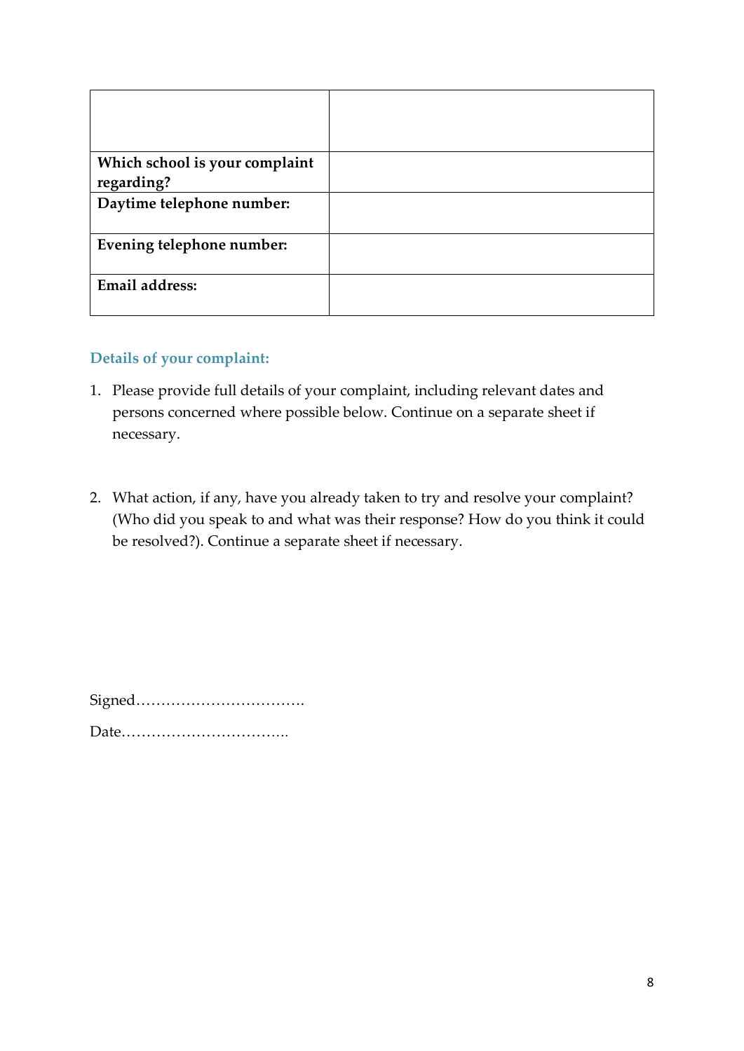| | |
|---|---|
| | |
| **Which school is your complaint regarding?** | |
| **Daytime telephone number:** | |
| **Evening telephone number:** | |
| **Email address:** | |

### Details of your complaint:

1. Please provide full details of your complaint, including relevant dates and persons concerned where possible below. Continue on a separate sheet if necessary.

2. What action, if any, have you already taken to try and resolve your complaint? (Who did you speak to and what was their response? How do you think it could be resolved?). Continue a separate sheet if necessary.

Signed…………………………….

Date……………………………..